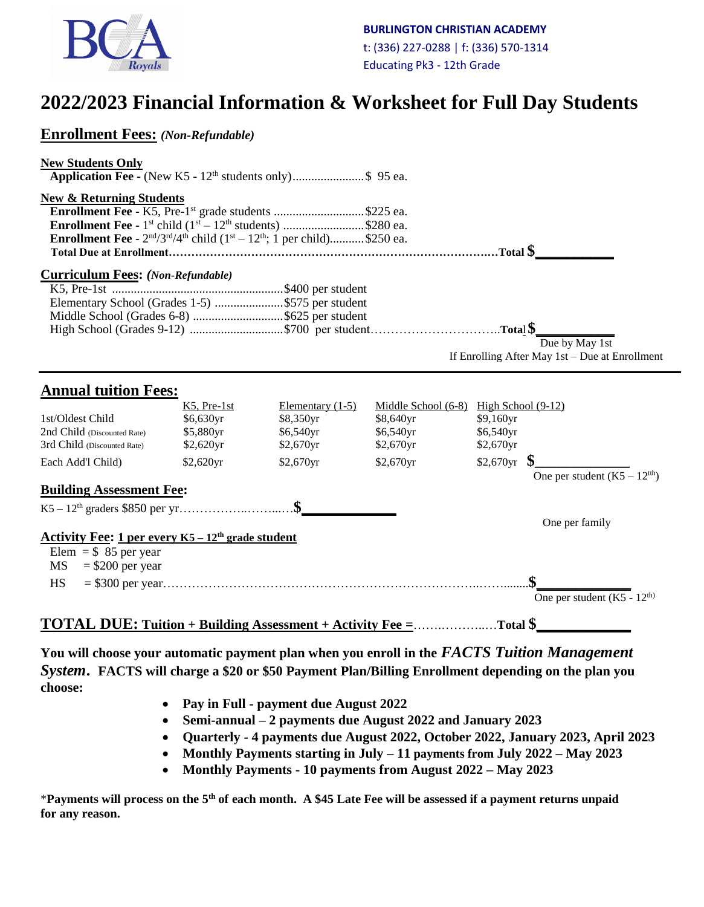**BURLINGTON CHRISTIAN ACADEMY**
t: (336) 227-0288 | f: (336) 570-1314
Educating Pk3 - 12th Grade

# 2022/2023 Financial Information & Worksheet for Full Day Students

## Enrollment Fees: *(Non-Refundable)*

**New Students Only**

**Application Fee** - (New K5 - 12th students only)....................... $ 95 ea.

**New & Returning Students**

**Enrollment Fee** - K5, Pre-1st grade students ............................. $225 ea.
**Enrollment Fee** - 1st child (1st – 12th students) .......................... $280 ea.
**Enrollment Fee** - 2nd/3rd/4th child (1st – 12th; 1 per child)........... $250 ea.
**Total Due at Enrollment**……………………………………………………………………**Total $**____________

## Curriculum Fees: *(Non-Refundable)*

K5, Pre-1st ....................................................... $400 per student
Elementary School (Grades 1-5) ...................... $575 per student
Middle School (Grades 6-8) ............................. $625 per student
High School (Grades 9-12) .............................. $700 per student…………………………….**Total $**____________

Due by May 1st
If Enrolling After May 1st – Due at Enrollment

---

## Annual tuition Fees:

| | K5, Pre-1st | Elementary (1-5) | Middle School (6-8) | High School (9-12) |
|---|---|---|---|---|
| 1st/Oldest Child | $6,630yr | $8,350yr | $8,640yr | $9,160yr |
| 2nd Child (Discounted Rate) | $5,880yr | $6,540yr | $6,540yr | $6,540yr |
| 3rd Child (Discounted Rate) | $2,620yr | $2,670yr | $2,670yr | $2,670yr |
| Each Add'l Child) | $2,620yr | $2,670yr | $2,670yr | $2,670yr **$**______________ |

One per student (K5 – 12th)

## Building Assessment Fee:

K5 – 12th graders $850 per yr……………..……...….**$**_____________

One per family

**Activity Fee: 1 per every K5 – 12th grade student**

Elem = $ 85 per year
MS = $200 per year
HS = $300 per year………………………………………………………………..……........**$**______________

One per student (K5 - 12th)

**TOTAL DUE: Tuition + Building Assessment + Activity Fee =**…….………..…**Total $**_____________

**You will choose your automatic payment plan when you enroll in the *FACTS Tuition Management System*. FACTS will charge a $20 or $50 Payment Plan/Billing Enrollment depending on the plan you choose:**

- **Pay in Full - payment due August 2022**
- **Semi-annual – 2 payments due August 2022 and January 2023**
- **Quarterly - 4 payments due August 2022, October 2022, January 2023, April 2023**
- **Monthly Payments starting in July – 11 payments from July 2022 – May 2023**
- **Monthly Payments - 10 payments from August 2022 – May 2023**

*__Payments will process on the 5th of each month. A $45 Late Fee will be assessed if a payment returns unpaid for any reason.__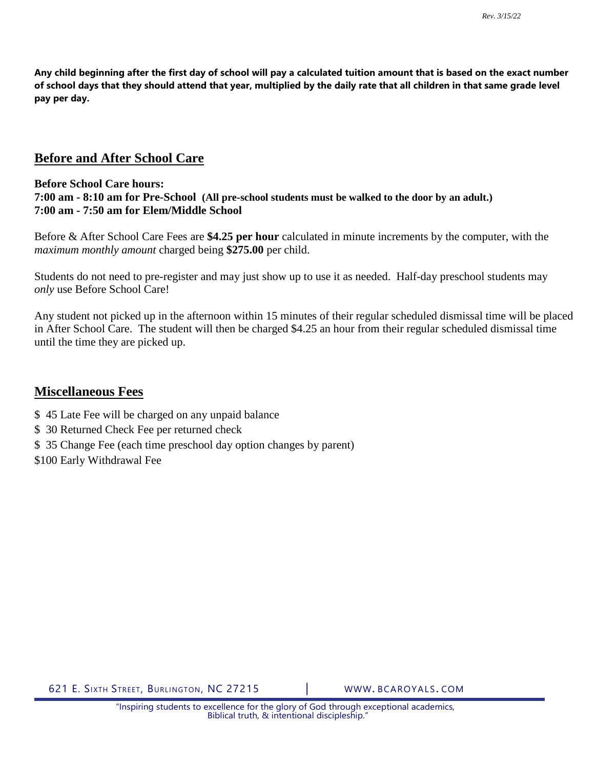**Any child beginning after the first day of school will pay a calculated tuition amount that is based on the exact number of school days that they should attend that year, multiplied by the daily rate that all children in that same grade level pay per day.**

## Before and After School Care

**Before School Care hours:**
**7:00 am - 8:10 am for Pre-School (All pre-school students must be walked to the door by an adult.)**
**7:00 am - 7:50 am for Elem/Middle School**

Before & After School Care Fees are **$4.25 per hour** calculated in minute increments by the computer, with the *maximum monthly amount* charged being **$275.00** per child.

Students do not need to pre-register and may just show up to use it as needed. Half-day preschool students may *only* use Before School Care!

Any student not picked up in the afternoon within 15 minutes of their regular scheduled dismissal time will be placed in After School Care. The student will then be charged $4.25 an hour from their regular scheduled dismissal time until the time they are picked up.

## Miscellaneous Fees

$ 45 Late Fee will be charged on any unpaid balance
$ 30 Returned Check Fee per returned check
$ 35 Change Fee (each time preschool day option changes by parent)
$100 Early Withdrawal Fee